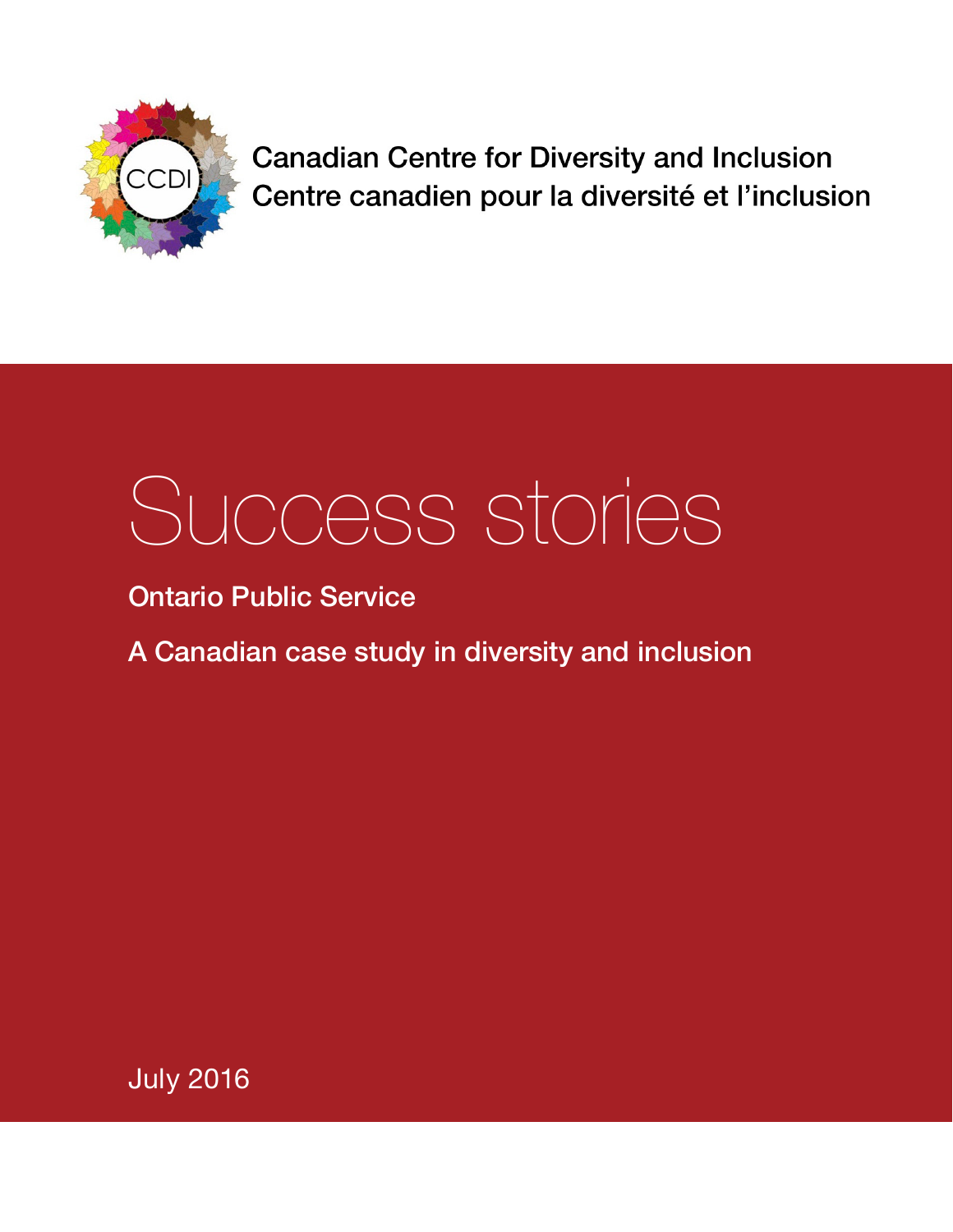Canadian Centre for Diversity and Inclusion
Centre canadien pour la diversité et l'inclusion

# Success stories

## Ontario Public Service

## A Canadian case study in diversity and inclusion

July 2016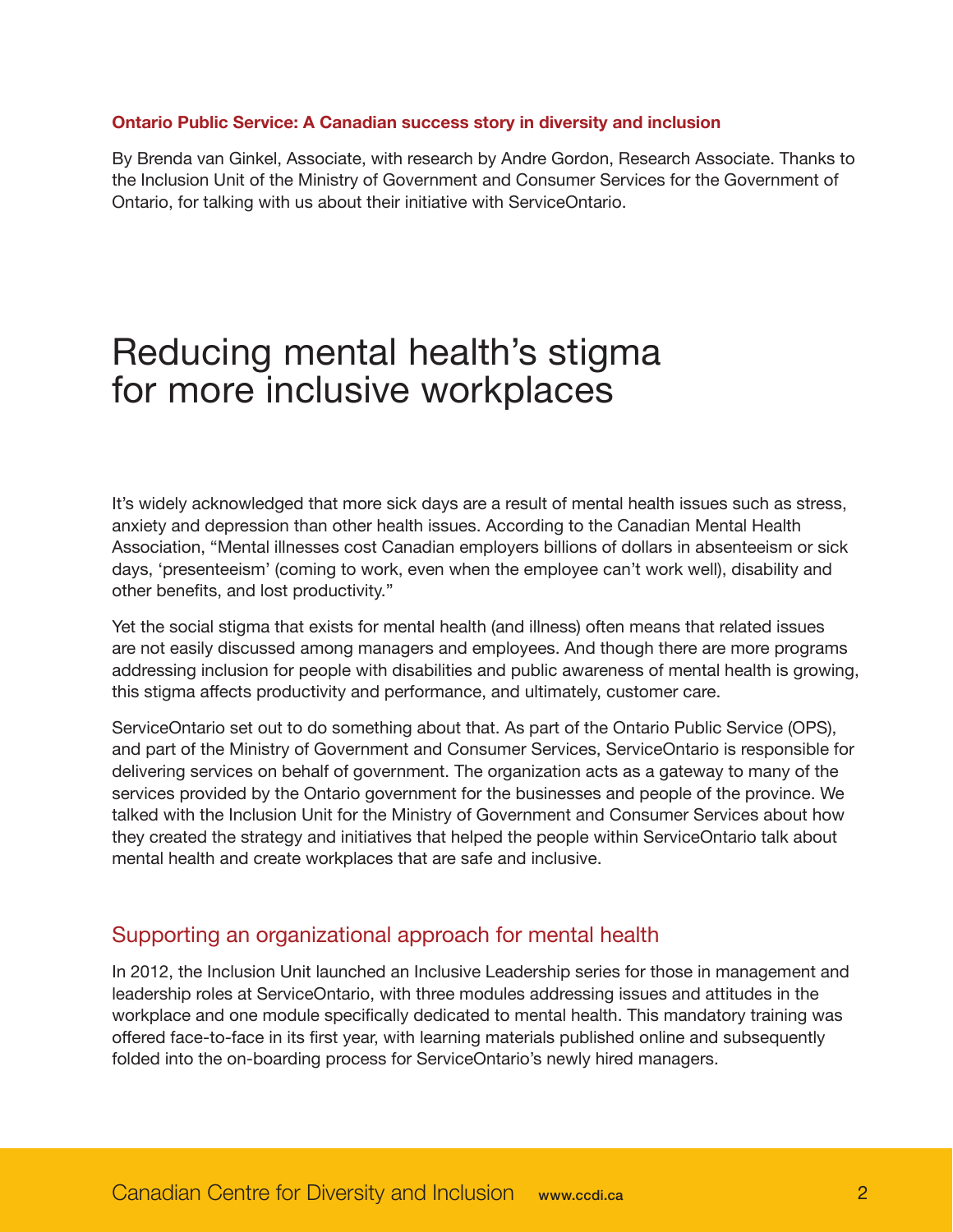**Ontario Public Service: A Canadian success story in diversity and inclusion**

By Brenda van Ginkel, Associate, with research by Andre Gordon, Research Associate. Thanks to the Inclusion Unit of the Ministry of Government and Consumer Services for the Government of Ontario, for talking with us about their initiative with ServiceOntario.

# Reducing mental health's stigma for more inclusive workplaces

It's widely acknowledged that more sick days are a result of mental health issues such as stress, anxiety and depression than other health issues. According to the Canadian Mental Health Association, "Mental illnesses cost Canadian employers billions of dollars in absenteeism or sick days, 'presenteeism' (coming to work, even when the employee can't work well), disability and other benefits, and lost productivity."

Yet the social stigma that exists for mental health (and illness) often means that related issues are not easily discussed among managers and employees. And though there are more programs addressing inclusion for people with disabilities and public awareness of mental health is growing, this stigma affects productivity and performance, and ultimately, customer care.

ServiceOntario set out to do something about that. As part of the Ontario Public Service (OPS), and part of the Ministry of Government and Consumer Services, ServiceOntario is responsible for delivering services on behalf of government. The organization acts as a gateway to many of the services provided by the Ontario government for the businesses and people of the province. We talked with the Inclusion Unit for the Ministry of Government and Consumer Services about how they created the strategy and initiatives that helped the people within ServiceOntario talk about mental health and create workplaces that are safe and inclusive.

## Supporting an organizational approach for mental health

In 2012, the Inclusion Unit launched an Inclusive Leadership series for those in management and leadership roles at ServiceOntario, with three modules addressing issues and attitudes in the workplace and one module specifically dedicated to mental health. This mandatory training was offered face-to-face in its first year, with learning materials published online and subsequently folded into the on-boarding process for ServiceOntario's newly hired managers.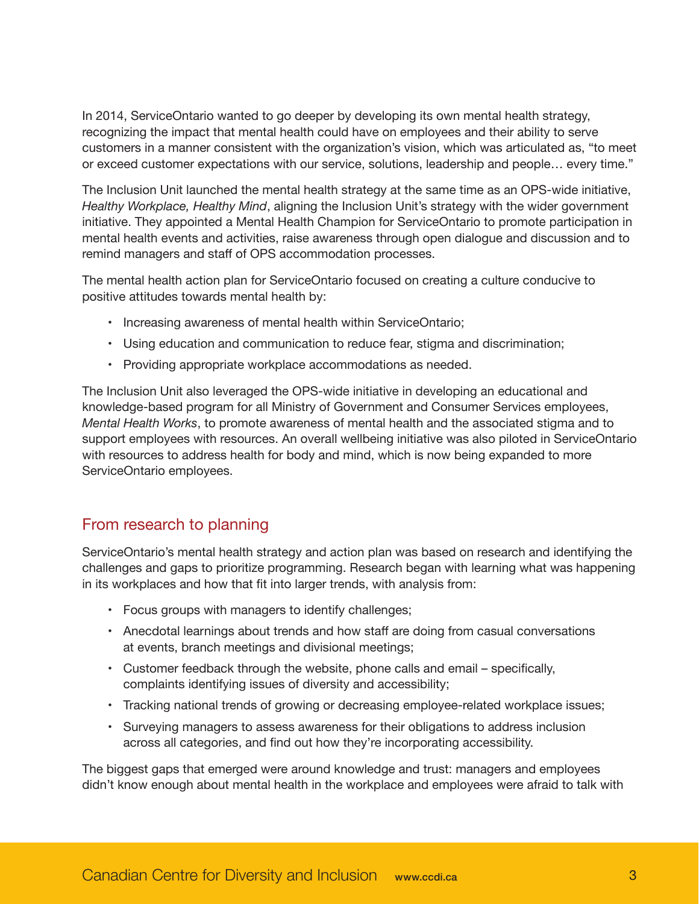In 2014, ServiceOntario wanted to go deeper by developing its own mental health strategy, recognizing the impact that mental health could have on employees and their ability to serve customers in a manner consistent with the organization's vision, which was articulated as, "to meet or exceed customer expectations with our service, solutions, leadership and people… every time."

The Inclusion Unit launched the mental health strategy at the same time as an OPS-wide initiative, *Healthy Workplace, Healthy Mind*, aligning the Inclusion Unit's strategy with the wider government initiative. They appointed a Mental Health Champion for ServiceOntario to promote participation in mental health events and activities, raise awareness through open dialogue and discussion and to remind managers and staff of OPS accommodation processes.

The mental health action plan for ServiceOntario focused on creating a culture conducive to positive attitudes towards mental health by:

- Increasing awareness of mental health within ServiceOntario;
- Using education and communication to reduce fear, stigma and discrimination;
- Providing appropriate workplace accommodations as needed.

The Inclusion Unit also leveraged the OPS-wide initiative in developing an educational and knowledge-based program for all Ministry of Government and Consumer Services employees, *Mental Health Works*, to promote awareness of mental health and the associated stigma and to support employees with resources. An overall wellbeing initiative was also piloted in ServiceOntario with resources to address health for body and mind, which is now being expanded to more ServiceOntario employees.

## From research to planning

ServiceOntario's mental health strategy and action plan was based on research and identifying the challenges and gaps to prioritize programming. Research began with learning what was happening in its workplaces and how that fit into larger trends, with analysis from:

- Focus groups with managers to identify challenges;
- Anecdotal learnings about trends and how staff are doing from casual conversations at events, branch meetings and divisional meetings;
- Customer feedback through the website, phone calls and email – specifically, complaints identifying issues of diversity and accessibility;
- Tracking national trends of growing or decreasing employee-related workplace issues;
- Surveying managers to assess awareness for their obligations to address inclusion across all categories, and find out how they're incorporating accessibility.

The biggest gaps that emerged were around knowledge and trust: managers and employees didn't know enough about mental health in the workplace and employees were afraid to talk with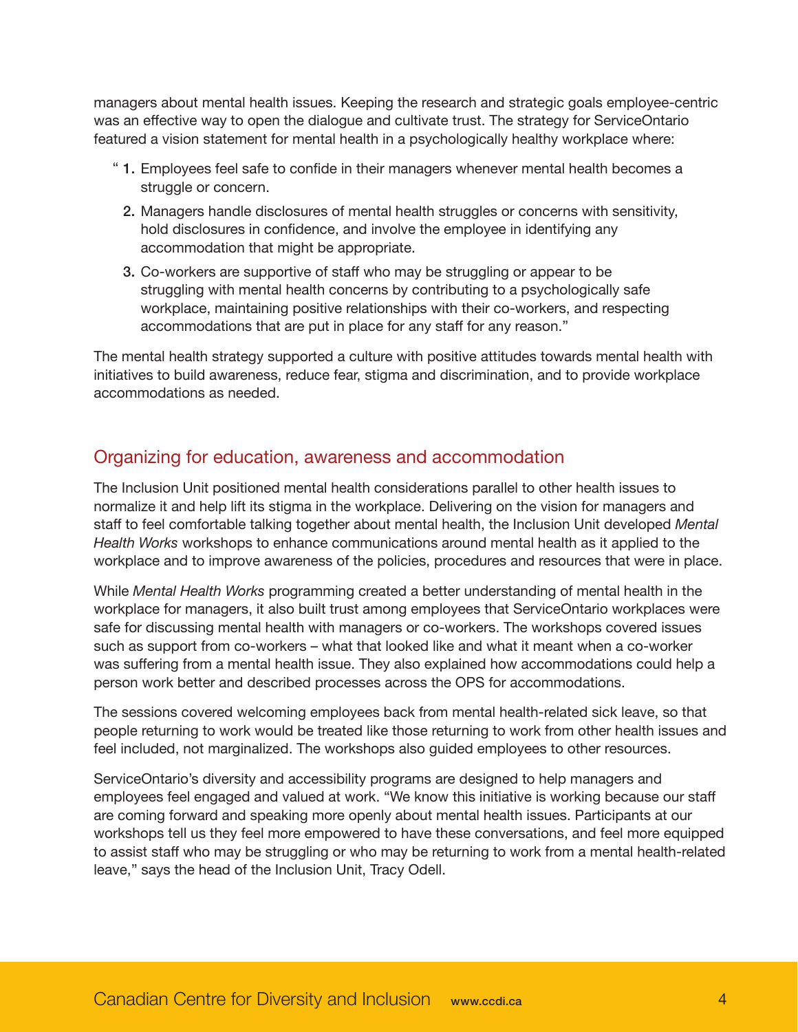managers about mental health issues. Keeping the research and strategic goals employee-centric was an effective way to open the dialogue and cultivate trust. The strategy for ServiceOntario featured a vision statement for mental health in a psychologically healthy workplace where:

"1. Employees feel safe to confide in their managers whenever mental health becomes a struggle or concern.

2. Managers handle disclosures of mental health struggles or concerns with sensitivity, hold disclosures in confidence, and involve the employee in identifying any accommodation that might be appropriate.

3. Co-workers are supportive of staff who may be struggling or appear to be struggling with mental health concerns by contributing to a psychologically safe workplace, maintaining positive relationships with their co-workers, and respecting accommodations that are put in place for any staff for any reason."

The mental health strategy supported a culture with positive attitudes towards mental health with initiatives to build awareness, reduce fear, stigma and discrimination, and to provide workplace accommodations as needed.

## Organizing for education, awareness and accommodation

The Inclusion Unit positioned mental health considerations parallel to other health issues to normalize it and help lift its stigma in the workplace. Delivering on the vision for managers and staff to feel comfortable talking together about mental health, the Inclusion Unit developed *Mental Health Works* workshops to enhance communications around mental health as it applied to the workplace and to improve awareness of the policies, procedures and resources that were in place.

While *Mental Health Works* programming created a better understanding of mental health in the workplace for managers, it also built trust among employees that ServiceOntario workplaces were safe for discussing mental health with managers or co-workers. The workshops covered issues such as support from co-workers – what that looked like and what it meant when a co-worker was suffering from a mental health issue. They also explained how accommodations could help a person work better and described processes across the OPS for accommodations.

The sessions covered welcoming employees back from mental health-related sick leave, so that people returning to work would be treated like those returning to work from other health issues and feel included, not marginalized. The workshops also guided employees to other resources.

ServiceOntario's diversity and accessibility programs are designed to help managers and employees feel engaged and valued at work. "We know this initiative is working because our staff are coming forward and speaking more openly about mental health issues. Participants at our workshops tell us they feel more empowered to have these conversations, and feel more equipped to assist staff who may be struggling or who may be returning to work from a mental health-related leave," says the head of the Inclusion Unit, Tracy Odell.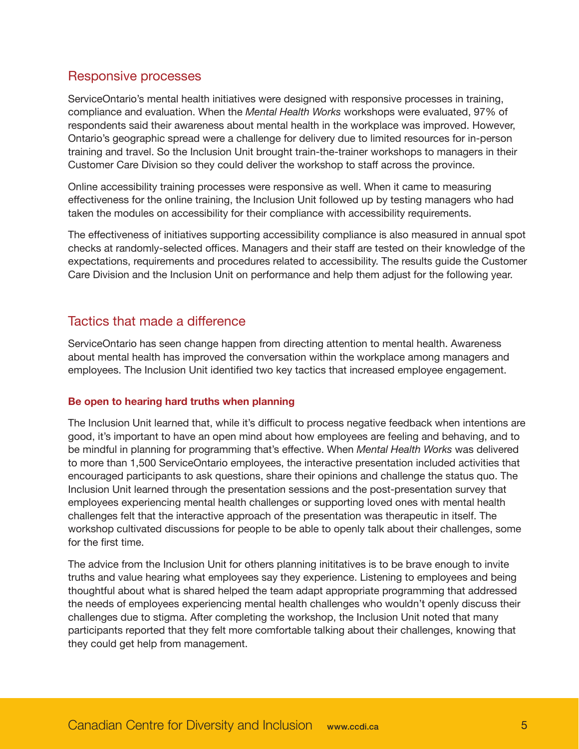## Responsive processes

ServiceOntario's mental health initiatives were designed with responsive processes in training, compliance and evaluation. When the *Mental Health Works* workshops were evaluated, 97% of respondents said their awareness about mental health in the workplace was improved. However, Ontario's geographic spread were a challenge for delivery due to limited resources for in-person training and travel. So the Inclusion Unit brought train-the-trainer workshops to managers in their Customer Care Division so they could deliver the workshop to staff across the province.

Online accessibility training processes were responsive as well. When it came to measuring effectiveness for the online training, the Inclusion Unit followed up by testing managers who had taken the modules on accessibility for their compliance with accessibility requirements.

The effectiveness of initiatives supporting accessibility compliance is also measured in annual spot checks at randomly-selected offices. Managers and their staff are tested on their knowledge of the expectations, requirements and procedures related to accessibility. The results guide the Customer Care Division and the Inclusion Unit on performance and help them adjust for the following year.

## Tactics that made a difference

ServiceOntario has seen change happen from directing attention to mental health. Awareness about mental health has improved the conversation within the workplace among managers and employees. The Inclusion Unit identified two key tactics that increased employee engagement.

### Be open to hearing hard truths when planning

The Inclusion Unit learned that, while it's difficult to process negative feedback when intentions are good, it's important to have an open mind about how employees are feeling and behaving, and to be mindful in planning for programming that's effective. When *Mental Health Works* was delivered to more than 1,500 ServiceOntario employees, the interactive presentation included activities that encouraged participants to ask questions, share their opinions and challenge the status quo. The Inclusion Unit learned through the presentation sessions and the post-presentation survey that employees experiencing mental health challenges or supporting loved ones with mental health challenges felt that the interactive approach of the presentation was therapeutic in itself. The workshop cultivated discussions for people to be able to openly talk about their challenges, some for the first time.

The advice from the Inclusion Unit for others planning inititatives is to be brave enough to invite truths and value hearing what employees say they experience. Listening to employees and being thoughtful about what is shared helped the team adapt appropriate programming that addressed the needs of employees experiencing mental health challenges who wouldn't openly discuss their challenges due to stigma. After completing the workshop, the Inclusion Unit noted that many participants reported that they felt more comfortable talking about their challenges, knowing that they could get help from management.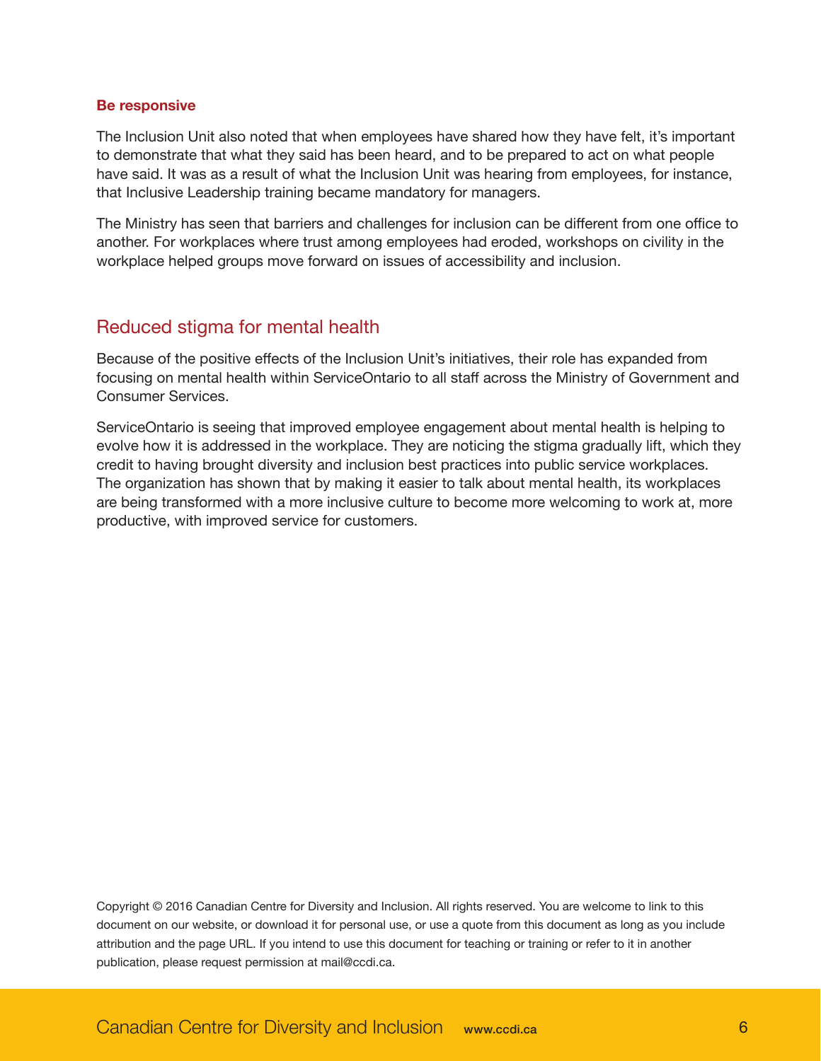### Be responsive

The Inclusion Unit also noted that when employees have shared how they have felt, it's important to demonstrate that what they said has been heard, and to be prepared to act on what people have said. It was as a result of what the Inclusion Unit was hearing from employees, for instance, that Inclusive Leadership training became mandatory for managers.

The Ministry has seen that barriers and challenges for inclusion can be different from one office to another. For workplaces where trust among employees had eroded, workshops on civility in the workplace helped groups move forward on issues of accessibility and inclusion.

## Reduced stigma for mental health

Because of the positive effects of the Inclusion Unit's initiatives, their role has expanded from focusing on mental health within ServiceOntario to all staff across the Ministry of Government and Consumer Services.

ServiceOntario is seeing that improved employee engagement about mental health is helping to evolve how it is addressed in the workplace. They are noticing the stigma gradually lift, which they credit to having brought diversity and inclusion best practices into public service workplaces. The organization has shown that by making it easier to talk about mental health, its workplaces are being transformed with a more inclusive culture to become more welcoming to work at, more productive, with improved service for customers.

Copyright © 2016 Canadian Centre for Diversity and Inclusion. All rights reserved. You are welcome to link to this document on our website, or download it for personal use, or use a quote from this document as long as you include attribution and the page URL. If you intend to use this document for teaching or training or refer to it in another publication, please request permission at mail@ccdi.ca.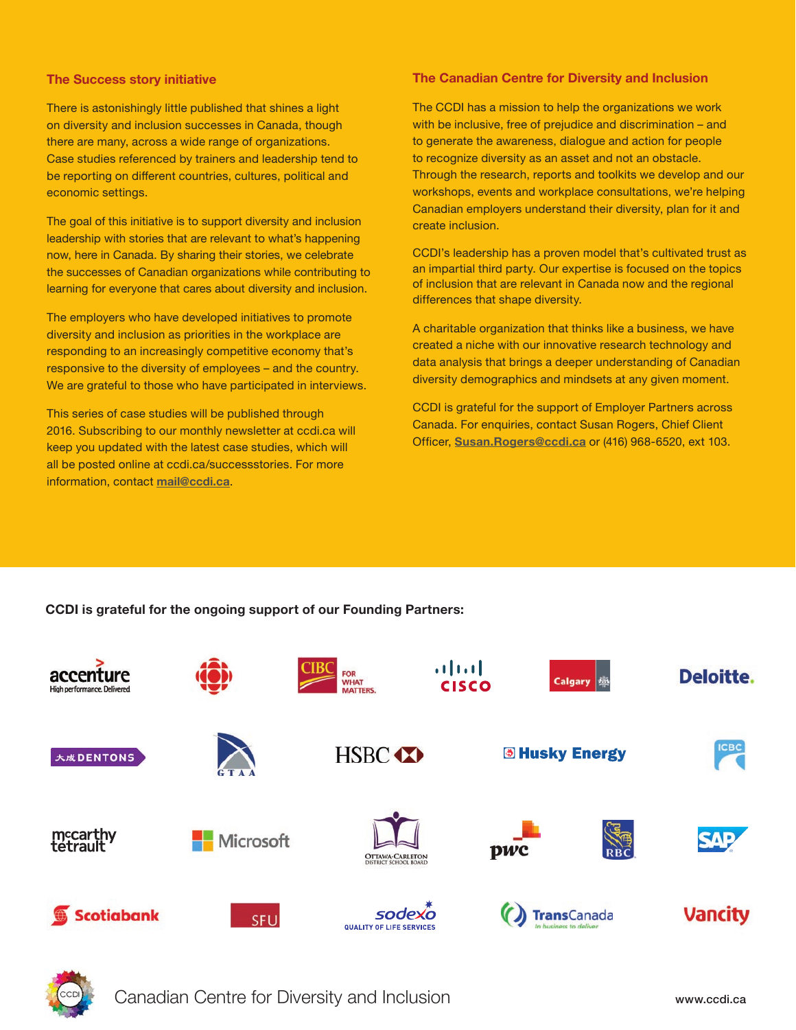## The Success story initiative

There is astonishingly little published that shines a light on diversity and inclusion successes in Canada, though there are many, across a wide range of organizations. Case studies referenced by trainers and leadership tend to be reporting on different countries, cultures, political and economic settings.

The goal of this initiative is to support diversity and inclusion leadership with stories that are relevant to what's happening now, here in Canada. By sharing their stories, we celebrate the successes of Canadian organizations while contributing to learning for everyone that cares about diversity and inclusion.

The employers who have developed initiatives to promote diversity and inclusion as priorities in the workplace are responding to an increasingly competitive economy that's responsive to the diversity of employees – and the country. We are grateful to those who have participated in interviews.

This series of case studies will be published through 2016. Subscribing to our monthly newsletter at ccdi.ca will keep you updated with the latest case studies, which will all be posted online at ccdi.ca/successstories. For more information, contact **mail@ccdi.ca**.

## The Canadian Centre for Diversity and Inclusion

The CCDI has a mission to help the organizations we work with be inclusive, free of prejudice and discrimination – and to generate the awareness, dialogue and action for people to recognize diversity as an asset and not an obstacle. Through the research, reports and toolkits we develop and our workshops, events and workplace consultations, we're helping Canadian employers understand their diversity, plan for it and create inclusion.

CCDI's leadership has a proven model that's cultivated trust as an impartial third party. Our expertise is focused on the topics of inclusion that are relevant in Canada now and the regional differences that shape diversity.

A charitable organization that thinks like a business, we have created a niche with our innovative research technology and data analysis that brings a deeper understanding of Canadian diversity demographics and mindsets at any given moment.

CCDI is grateful for the support of Employer Partners across Canada. For enquiries, contact Susan Rogers, Chief Client Officer, **Susan.Rogers@ccdi.ca** or (416) 968-6520, ext 103.

**CCDI is grateful for the ongoing support of our Founding Partners:**

accenture High performance. Delivered

CIBC FOR WHAT MATTERS.

CISCO

Calgary

Deloitte.

DENTONS

GTAA

HSBC

Husky Energy

ICBC

mccarthy tetrault

Microsoft

Ottawa-Carleton District School Board

pwc

RBC

SAP

Scotiabank

SFU

sodexo QUALITY OF LIFE SERVICES

TransCanada In business to deliver

Vancity

Canadian Centre for Diversity and Inclusion

www.ccdi.ca